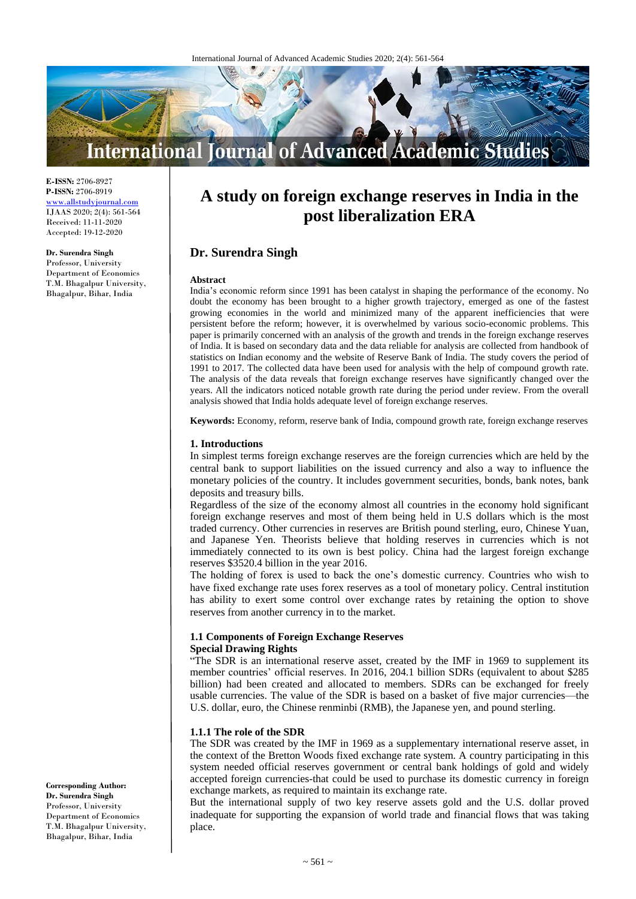**E-ISSN:** 2706-8927
**P-ISSN:** 2706-8919
www.allstudyjournal.com
IJAAS 2020; 2(4): 561-564
Received: 11-11-2020
Accepted: 19-12-2020

**Dr. Surendra Singh**
Professor, University Department of Economics T.M. Bhagalpur University, Bhagalpur, Bihar, India

**Corresponding Author:**
**Dr. Surendra Singh**
Professor, University Department of Economics T.M. Bhagalpur University, Bhagalpur, Bihar, India

# A study on foreign exchange reserves in India in the post liberalization ERA

## Dr. Surendra Singh

**Abstract**

India's economic reform since 1991 has been catalyst in shaping the performance of the economy. No doubt the economy has been brought to a higher growth trajectory, emerged as one of the fastest growing economies in the world and minimized many of the apparent inefficiencies that were persistent before the reform; however, it is overwhelmed by various socio-economic problems. This paper is primarily concerned with an analysis of the growth and trends in the foreign exchange reserves of India. It is based on secondary data and the data reliable for analysis are collected from handbook of statistics on Indian economy and the website of Reserve Bank of India. The study covers the period of 1991 to 2017. The collected data have been used for analysis with the help of compound growth rate. The analysis of the data reveals that foreign exchange reserves have significantly changed over the years. All the indicators noticed notable growth rate during the period under review. From the overall analysis showed that India holds adequate level of foreign exchange reserves.

**Keywords:** Economy, reform, reserve bank of India, compound growth rate, foreign exchange reserves

### 1. Introductions

In simplest terms foreign exchange reserves are the foreign currencies which are held by the central bank to support liabilities on the issued currency and also a way to influence the monetary policies of the country. It includes government securities, bonds, bank notes, bank deposits and treasury bills.

Regardless of the size of the economy almost all countries in the economy hold significant foreign exchange reserves and most of them being held in U.S dollars which is the most traded currency. Other currencies in reserves are British pound sterling, euro, Chinese Yuan, and Japanese Yen. Theorists believe that holding reserves in currencies which is not immediately connected to its own is best policy. China had the largest foreign exchange reserves $3520.4 billion in the year 2016.

The holding of forex is used to back the one's domestic currency. Countries who wish to have fixed exchange rate uses forex reserves as a tool of monetary policy. Central institution has ability to exert some control over exchange rates by retaining the option to shove reserves from another currency in to the market.

### 1.1 Components of Foreign Exchange Reserves

**Special Drawing Rights**

"The SDR is an international reserve asset, created by the IMF in 1969 to supplement its member countries' official reserves. In 2016, 204.1 billion SDRs (equivalent to about $285 billion) had been created and allocated to members. SDRs can be exchanged for freely usable currencies. The value of the SDR is based on a basket of five major currencies—the U.S. dollar, euro, the Chinese renminbi (RMB), the Japanese yen, and pound sterling.

#### 1.1.1 The role of the SDR

The SDR was created by the IMF in 1969 as a supplementary international reserve asset, in the context of the Bretton Woods fixed exchange rate system. A country participating in this system needed official reserves government or central bank holdings of gold and widely accepted foreign currencies-that could be used to purchase its domestic currency in foreign exchange markets, as required to maintain its exchange rate.

But the international supply of two key reserve assets gold and the U.S. dollar proved inadequate for supporting the expansion of world trade and financial flows that was taking place.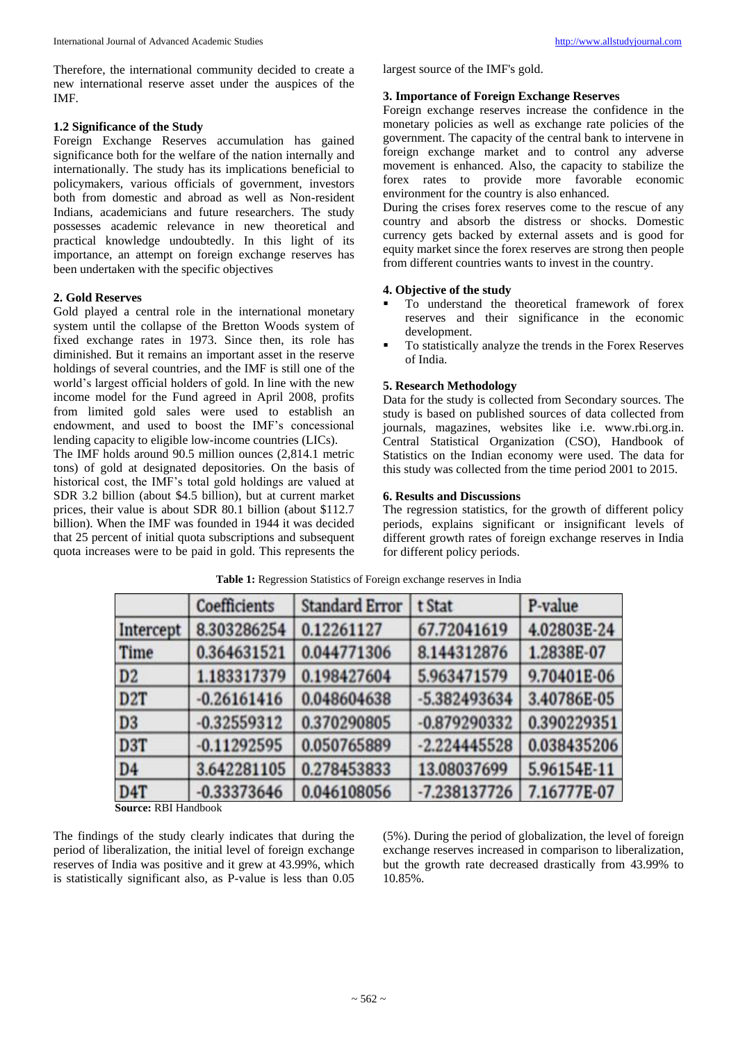Therefore, the international community decided to create a new international reserve asset under the auspices of the IMF.

### 1.2 Significance of the Study

Foreign Exchange Reserves accumulation has gained significance both for the welfare of the nation internally and internationally. The study has its implications beneficial to policymakers, various officials of government, investors both from domestic and abroad as well as Non-resident Indians, academicians and future researchers. The study possesses academic relevance in new theoretical and practical knowledge undoubtedly. In this light of its importance, an attempt on foreign exchange reserves has been undertaken with the specific objectives

## 2. Gold Reserves

Gold played a central role in the international monetary system until the collapse of the Bretton Woods system of fixed exchange rates in 1973. Since then, its role has diminished. But it remains an important asset in the reserve holdings of several countries, and the IMF is still one of the world's largest official holders of gold. In line with the new income model for the Fund agreed in April 2008, profits from limited gold sales were used to establish an endowment, and used to boost the IMF's concessional lending capacity to eligible low-income countries (LICs).

The IMF holds around 90.5 million ounces (2,814.1 metric tons) of gold at designated depositories. On the basis of historical cost, the IMF's total gold holdings are valued at SDR 3.2 billion (about $4.5 billion), but at current market prices, their value is about SDR 80.1 billion (about $112.7 billion). When the IMF was founded in 1944 it was decided that 25 percent of initial quota subscriptions and subsequent quota increases were to be paid in gold. This represents the largest source of the IMF's gold.

## 3. Importance of Foreign Exchange Reserves

Foreign exchange reserves increase the confidence in the monetary policies as well as exchange rate policies of the government. The capacity of the central bank to intervene in foreign exchange market and to control any adverse movement is enhanced. Also, the capacity to stabilize the forex rates to provide more favorable economic environment for the country is also enhanced.

During the crises forex reserves come to the rescue of any country and absorb the distress or shocks. Domestic currency gets backed by external assets and is good for equity market since the forex reserves are strong then people from different countries wants to invest in the country.

## 4. Objective of the study

- To understand the theoretical framework of forex reserves and their significance in the economic development.
- To statistically analyze the trends in the Forex Reserves of India.

## 5. Research Methodology

Data for the study is collected from Secondary sources. The study is based on published sources of data collected from journals, magazines, websites like i.e. www.rbi.org.in. Central Statistical Organization (CSO), Handbook of Statistics on the Indian economy were used. The data for this study was collected from the time period 2001 to 2015.

## 6. Results and Discussions

The regression statistics, for the growth of different policy periods, explains significant or insignificant levels of different growth rates of foreign exchange reserves in India for different policy periods.

**Table 1:** Regression Statistics of Foreign exchange reserves in India

| | Coefficients | Standard Error | t Stat | P-value |
|---|---|---|---|---|
| Intercept | 8.303286254 | 0.12261127 | 67.72041619 | 4.02803E-24 |
| Time | 0.364631521 | 0.044771306 | 8.144312876 | 1.2838E-07 |
| D2 | 1.183317379 | 0.198427604 | 5.963471579 | 9.70401E-06 |
| D2T | -0.26161416 | 0.048604638 | -5.382493634 | 3.40786E-05 |
| D3 | -0.32559312 | 0.370290805 | -0.879290332 | 0.390229351 |
| D3T | -0.11292595 | 0.050765889 | -2.224445528 | 0.038435206 |
| D4 | 3.642281105 | 0.278453833 | 13.08037699 | 5.96154E-11 |
| D4T | -0.33373646 | 0.046108056 | -7.238137726 | 7.16777E-07 |

**Source:** RBI Handbook

The findings of the study clearly indicates that during the period of liberalization, the initial level of foreign exchange reserves of India was positive and it grew at 43.99%, which is statistically significant also, as P-value is less than 0.05 (5%). During the period of globalization, the level of foreign exchange reserves increased in comparison to liberalization, but the growth rate decreased drastically from 43.99% to 10.85%.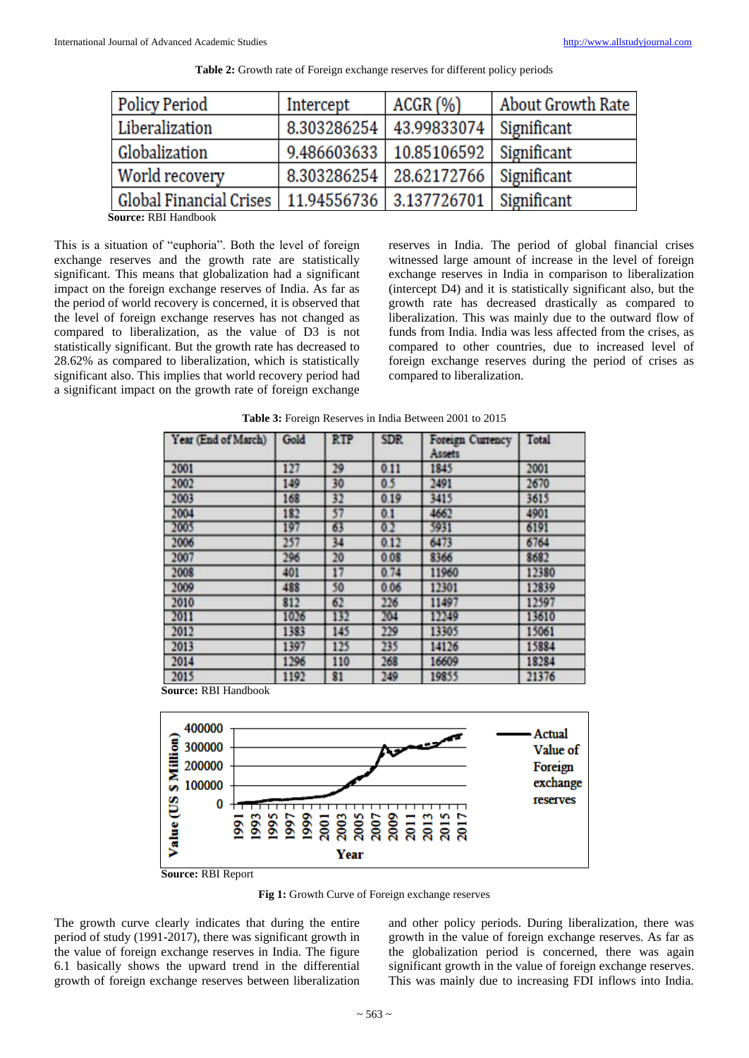**Table 2:** Growth rate of Foreign exchange reserves for different policy periods

| Policy Period | Intercept | ACGR (%) | About Growth Rate |
|---|---|---|---|
| Liberalization | 8.303286254 | 43.99833074 | Significant |
| Globalization | 9.486603633 | 10.85106592 | Significant |
| World recovery | 8.303286254 | 28.62172766 | Significant |
| Global Financial Crises | 11.94556736 | 3.137726701 | Significant |

**Source:** RBI Handbook

This is a situation of "euphoria". Both the level of foreign exchange reserves and the growth rate are statistically significant. This means that globalization had a significant impact on the foreign exchange reserves of India. As far as the period of world recovery is concerned, it is observed that the level of foreign exchange reserves has not changed as compared to liberalization, as the value of D3 is not statistically significant. But the growth rate has decreased to 28.62% as compared to liberalization, which is statistically significant also. This implies that world recovery period had a significant impact on the growth rate of foreign exchange reserves in India. The period of global financial crises witnessed large amount of increase in the level of foreign exchange reserves in India in comparison to liberalization (intercept D4) and it is statistically significant also, but the growth rate has decreased drastically as compared to liberalization. This was mainly due to the outward flow of funds from India. India was less affected from the crises, as compared to other countries, due to increased level of foreign exchange reserves during the period of crises as compared to liberalization.

**Table 3:** Foreign Reserves in India Between 2001 to 2015

| Year (End of March) | Gold | RTP | SDR | Foreign Currency Assets | Total |
|---|---|---|---|---|---|
| 2001 | 127 | 29 | 0.11 | 1845 | 2001 |
| 2002 | 149 | 30 | 0.5 | 2491 | 2670 |
| 2003 | 168 | 32 | 0.19 | 3415 | 3615 |
| 2004 | 182 | 57 | 0.1 | 4662 | 4901 |
| 2005 | 197 | 63 | 0.2 | 5931 | 6191 |
| 2006 | 257 | 34 | 0.12 | 6473 | 6764 |
| 2007 | 296 | 20 | 0.08 | 8366 | 8682 |
| 2008 | 401 | 17 | 0.74 | 11960 | 12380 |
| 2009 | 488 | 50 | 0.06 | 12301 | 12839 |
| 2010 | 812 | 62 | 226 | 11497 | 12597 |
| 2011 | 1026 | 132 | 204 | 12249 | 13610 |
| 2012 | 1383 | 145 | 229 | 13305 | 15061 |
| 2013 | 1397 | 125 | 235 | 14126 | 15884 |
| 2014 | 1296 | 110 | 268 | 16609 | 18284 |
| 2015 | 1192 | 81 | 249 | 19855 | 21376 |

**Source:** RBI Handbook

**Source:** RBI Report

**Fig 1:** Growth Curve of Foreign exchange reserves

The growth curve clearly indicates that during the entire period of study (1991-2017), there was significant growth in the value of foreign exchange reserves in India. The figure 6.1 basically shows the upward trend in the differential growth of foreign exchange reserves between liberalization and other policy periods. During liberalization, there was growth in the value of foreign exchange reserves. As far as the globalization period is concerned, there was again significant growth in the value of foreign exchange reserves. This was mainly due to increasing FDI inflows into India.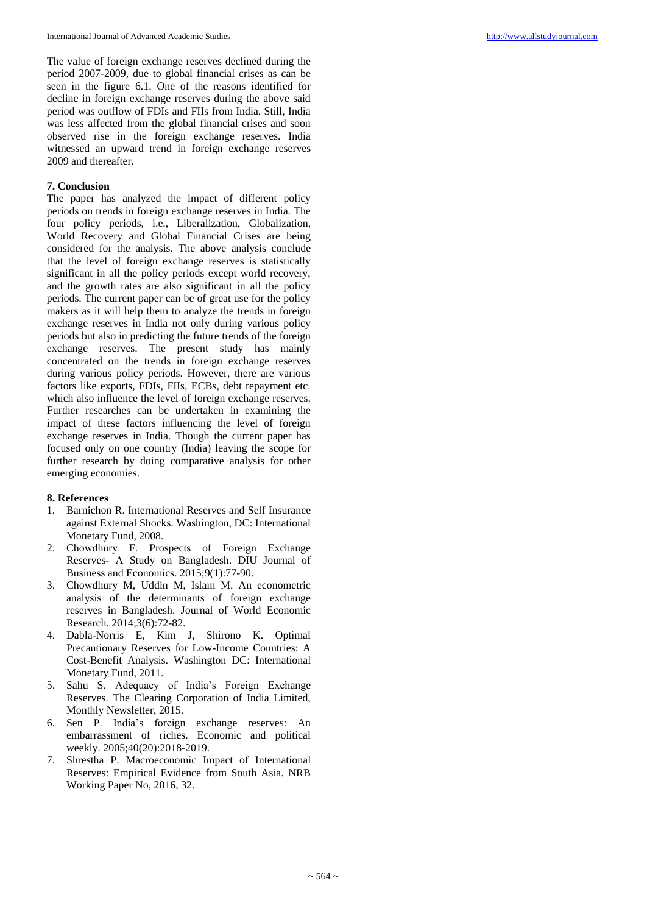The value of foreign exchange reserves declined during the period 2007-2009, due to global financial crises as can be seen in the figure 6.1. One of the reasons identified for decline in foreign exchange reserves during the above said period was outflow of FDIs and FIIs from India. Still, India was less affected from the global financial crises and soon observed rise in the foreign exchange reserves. India witnessed an upward trend in foreign exchange reserves 2009 and thereafter.

## 7. Conclusion

The paper has analyzed the impact of different policy periods on trends in foreign exchange reserves in India. The four policy periods, i.e., Liberalization, Globalization, World Recovery and Global Financial Crises are being considered for the analysis. The above analysis conclude that the level of foreign exchange reserves is statistically significant in all the policy periods except world recovery, and the growth rates are also significant in all the policy periods. The current paper can be of great use for the policy makers as it will help them to analyze the trends in foreign exchange reserves in India not only during various policy periods but also in predicting the future trends of the foreign exchange reserves. The present study has mainly concentrated on the trends in foreign exchange reserves during various policy periods. However, there are various factors like exports, FDIs, FIIs, ECBs, debt repayment etc. which also influence the level of foreign exchange reserves. Further researches can be undertaken in examining the impact of these factors influencing the level of foreign exchange reserves in India. Though the current paper has focused only on one country (India) leaving the scope for further research by doing comparative analysis for other emerging economies.

## 8. References

1. Barnichon R. International Reserves and Self Insurance against External Shocks. Washington, DC: International Monetary Fund, 2008.
2. Chowdhury F. Prospects of Foreign Exchange Reserves- A Study on Bangladesh. DIU Journal of Business and Economics. 2015;9(1):77-90.
3. Chowdhury M, Uddin M, Islam M. An econometric analysis of the determinants of foreign exchange reserves in Bangladesh. Journal of World Economic Research. 2014;3(6):72-82.
4. Dabla-Norris E, Kim J, Shirono K. Optimal Precautionary Reserves for Low-Income Countries: A Cost-Benefit Analysis. Washington DC: International Monetary Fund, 2011.
5. Sahu S. Adequacy of India's Foreign Exchange Reserves. The Clearing Corporation of India Limited, Monthly Newsletter, 2015.
6. Sen P. India's foreign exchange reserves: An embarrassment of riches. Economic and political weekly. 2005;40(20):2018-2019.
7. Shrestha P. Macroeconomic Impact of International Reserves: Empirical Evidence from South Asia. NRB Working Paper No, 2016, 32.